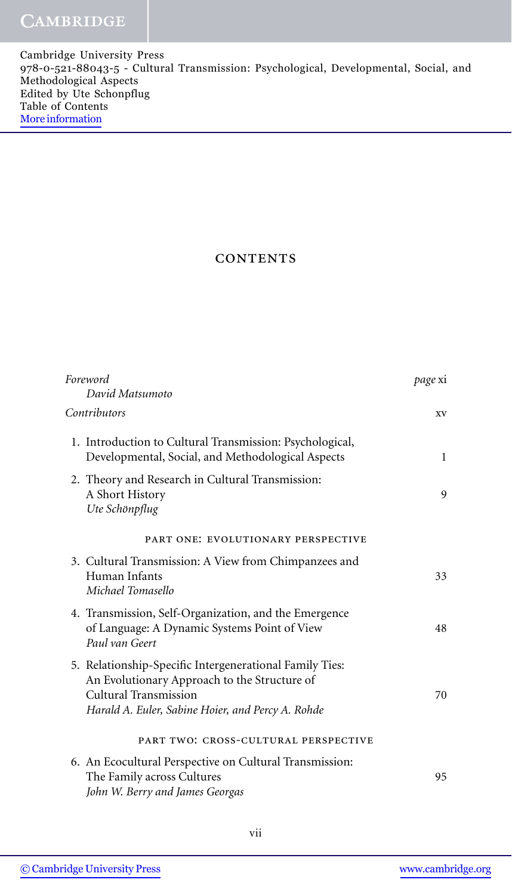Cambridge University Press
978-0-521-88043-5 - Cultural Transmission: Psychological, Developmental, Social, and Methodological Aspects
Edited by Ute Schonpflug
Table of Contents
More information

# CONTENTS

*Foreword* — *page* xi
*David Matsumoto*

*Contributors* — xv

1. Introduction to Cultural Transmission: Psychological, Developmental, Social, and Methodological Aspects — 1

2. Theory and Research in Cultural Transmission: A Short History — 9
*Ute Schönpflug*

## PART ONE: EVOLUTIONARY PERSPECTIVE

3. Cultural Transmission: A View from Chimpanzees and Human Infants — 33
*Michael Tomasello*

4. Transmission, Self-Organization, and the Emergence of Language: A Dynamic Systems Point of View — 48
*Paul van Geert*

5. Relationship-Specific Intergenerational Family Ties: An Evolutionary Approach to the Structure of Cultural Transmission — 70
*Harald A. Euler, Sabine Hoier, and Percy A. Rohde*

## PART TWO: CROSS-CULTURAL PERSPECTIVE

6. An Ecocultural Perspective on Cultural Transmission: The Family across Cultures — 95
*John W. Berry and James Georgas*

© Cambridge University Press — www.cambridge.org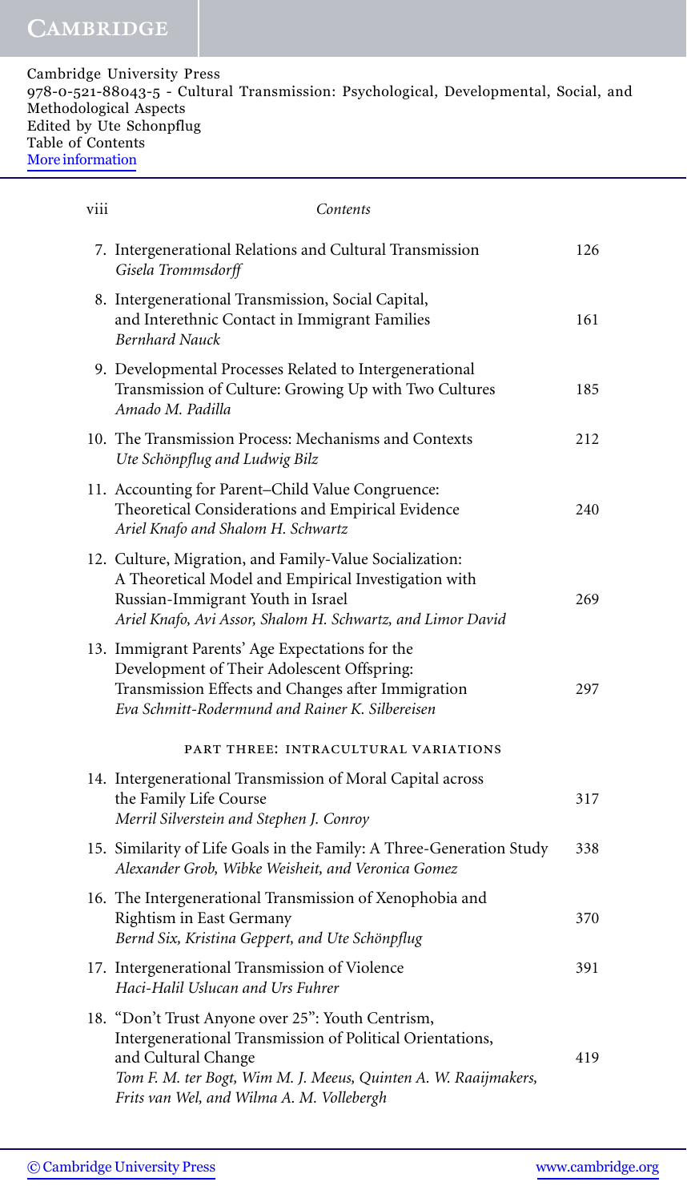Cambridge University Press
978-0-521-88043-5 - Cultural Transmission: Psychological, Developmental, Social, and Methodological Aspects
Edited by Ute Schonpflug
Table of Contents
More information

7. Intergenerational Relations and Cultural Transmission — 126
   *Gisela Trommsdorff*

8. Intergenerational Transmission, Social Capital, and Interethnic Contact in Immigrant Families — 161
   *Bernhard Nauck*

9. Developmental Processes Related to Intergenerational Transmission of Culture: Growing Up with Two Cultures — 185
   *Amado M. Padilla*

10. The Transmission Process: Mechanisms and Contexts — 212
    *Ute Schönpflug and Ludwig Bilz*

11. Accounting for Parent–Child Value Congruence: Theoretical Considerations and Empirical Evidence — 240
    *Ariel Knafo and Shalom H. Schwartz*

12. Culture, Migration, and Family-Value Socialization: A Theoretical Model and Empirical Investigation with Russian-Immigrant Youth in Israel — 269
    *Ariel Knafo, Avi Assor, Shalom H. Schwartz, and Limor David*

13. Immigrant Parents' Age Expectations for the Development of Their Adolescent Offspring: Transmission Effects and Changes after Immigration — 297
    *Eva Schmitt-Rodermund and Rainer K. Silbereisen*

## PART THREE: INTRACULTURAL VARIATIONS

14. Intergenerational Transmission of Moral Capital across the Family Life Course — 317
    *Merril Silverstein and Stephen J. Conroy*

15. Similarity of Life Goals in the Family: A Three-Generation Study — 338
    *Alexander Grob, Wibke Weisheit, and Veronica Gomez*

16. The Intergenerational Transmission of Xenophobia and Rightism in East Germany — 370
    *Bernd Six, Kristina Geppert, and Ute Schönpflug*

17. Intergenerational Transmission of Violence — 391
    *Haci-Halil Uslucan and Urs Fuhrer*

18. "Don't Trust Anyone over 25": Youth Centrism, Intergenerational Transmission of Political Orientations, and Cultural Change — 419
    *Tom F. M. ter Bogt, Wim M. J. Meeus, Quinten A. W. Raaijmakers, Frits van Wel, and Wilma A. M. Vollebergh*

© Cambridge University Press www.cambridge.org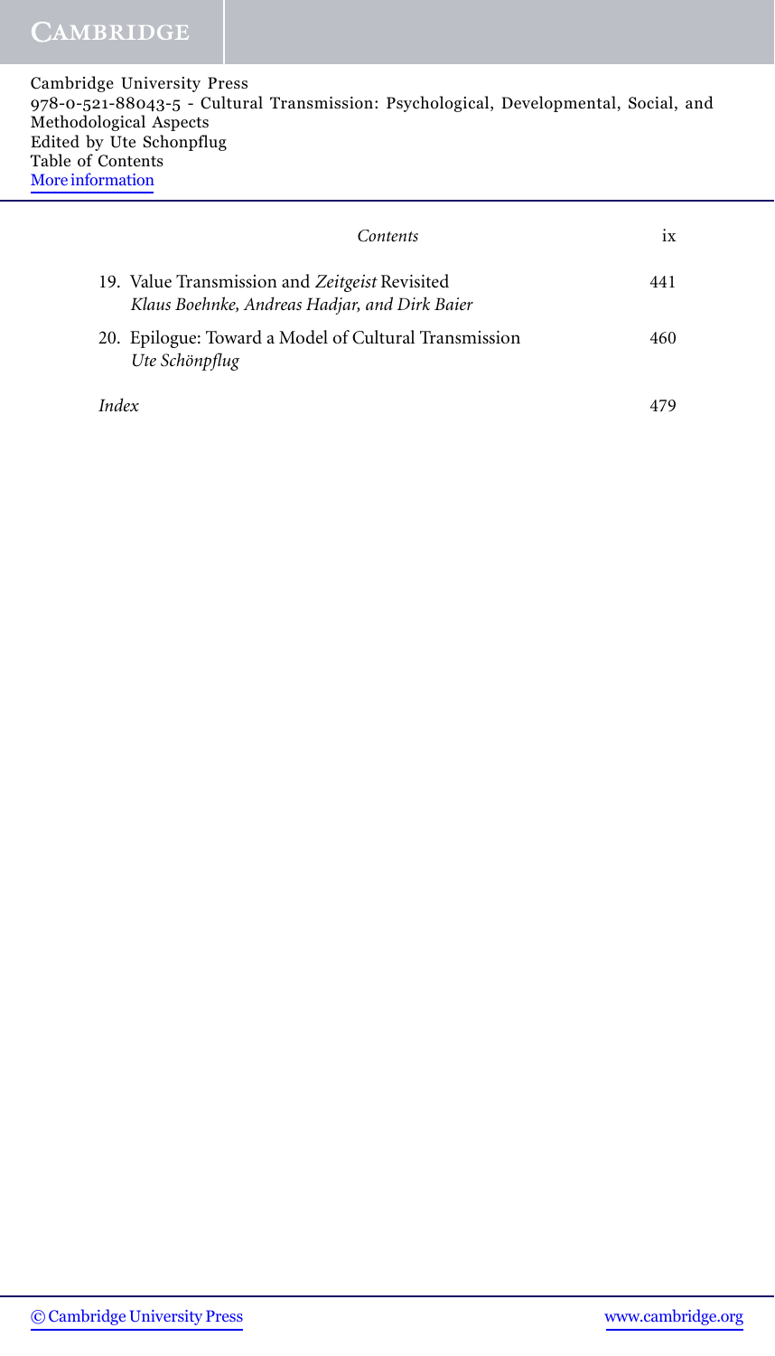19. Value Transmission and *Zeitgeist* Revisited — 441
    *Klaus Boehnke, Andreas Hadjar, and Dirk Baier*

20. Epilogue: Toward a Model of Cultural Transmission — 460
    *Ute Schönpflug*

*Index* — 479